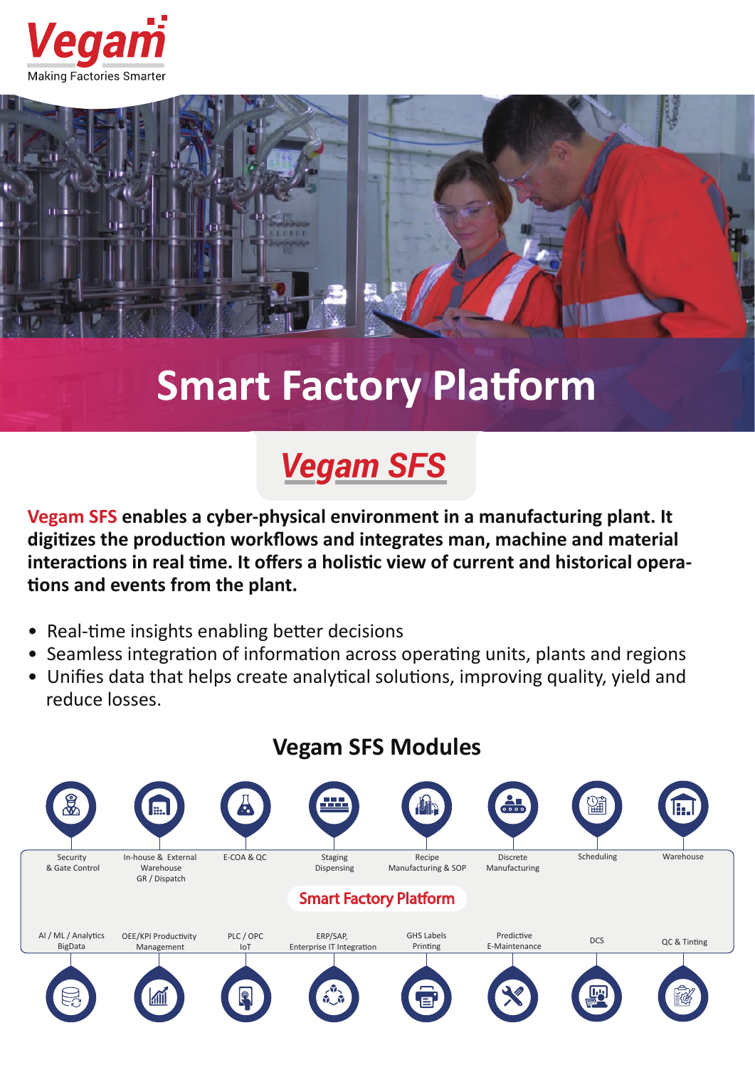Vegam

Making Factories Smarter

# Smart Factory Platform

## Vegam SFS

**Vegam SFS enables a cyber-physical environment in a manufacturing plant. It digitizes the production workflows and integrates man, machine and material interactions in real time. It offers a holistic view of current and historical operations and events from the plant.**

- Real-time insights enabling better decisions
- Seamless integration of information across operating units, plants and regions
- Unifies data that helps create analytical solutions, improving quality, yield and reduce losses.

## Vegam SFS Modules

Security & Gate Control

In-house & External Warehouse GR / Dispatch

E-COA & QC

Staging Dispensing

Recipe Manufacturing & SOP

Discrete Manufacturing

Scheduling

Warehouse

Smart Factory Platform

AI / ML / Analytics BigData

OEE/KPI Productivity Management

PLC / OPC IoT

ERP/SAP, Enterprise IT Integration

GHS Labels Printing

Predictive E-Maintenance

DCS

QC & Tinting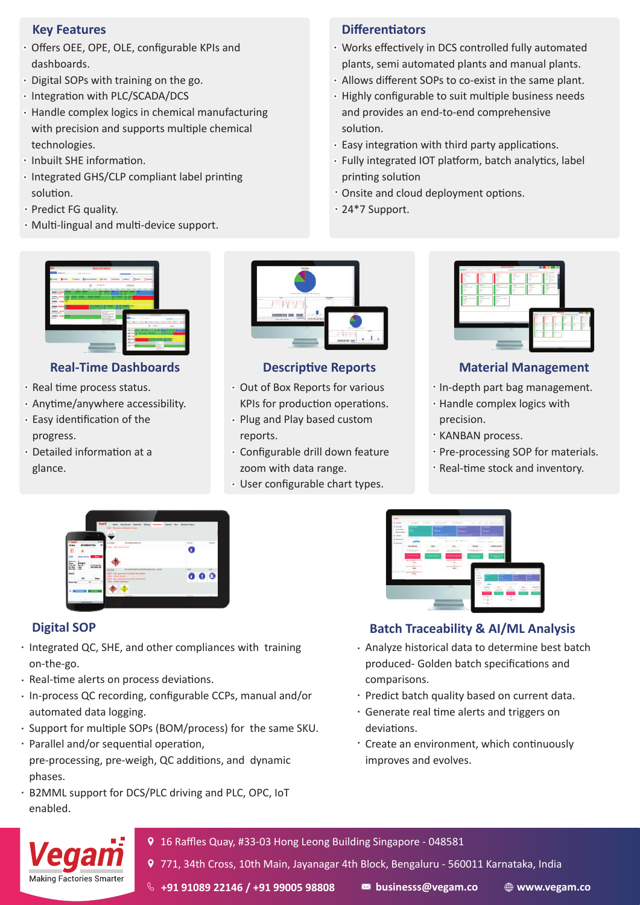## Key Features

- Offers OEE, OPE, OLE, configurable KPIs and dashboards.
- Digital SOPs with training on the go.
- Integration with PLC/SCADA/DCS
- Handle complex logics in chemical manufacturing with precision and supports multiple chemical technologies.
- Inbuilt SHE information.
- Integrated GHS/CLP compliant label printing solution.
- Predict FG quality.
- Multi-lingual and multi-device support.

## Differentiators

- Works effectively in DCS controlled fully automated plants, semi automated plants and manual plants.
- Allows different SOPs to co-exist in the same plant.
- Highly configurable to suit multiple business needs and provides an end-to-end comprehensive solution.
- Easy integration with third party applications.
- Fully integrated IOT platform, batch analytics, label printing solution
- Onsite and cloud deployment options.
- 24*7 Support.

## Real-Time Dashboards

- Real time process status.
- Anytime/anywhere accessibility.
- Easy identification of the progress.
- Detailed information at a glance.

## Descriptive Reports

- Out of Box Reports for various KPIs for production operations.
- Plug and Play based custom reports.
- Configurable drill down feature zoom with data range.
- User configurable chart types.

## Material Management

- In-depth part bag management.
- Handle complex logics with precision.
- KANBAN process.
- Pre-processing SOP for materials.
- Real-time stock and inventory.

## Digital SOP

- Integrated QC, SHE, and other compliances with training on-the-go.
- Real-time alerts on process deviations.
- In-process QC recording, configurable CCPs, manual and/or automated data logging.
- Support for multiple SOPs (BOM/process) for the same SKU.
- Parallel and/or sequential operation, pre-processing, pre-weigh, QC additions, and dynamic phases.
- B2MML support for DCS/PLC driving and PLC, OPC, IoT enabled.

## Batch Traceability & AI/ML Analysis

- Analyze historical data to determine best batch produced- Golden batch specifications and comparisons.
- Predict batch quality based on current data.
- Generate real time alerts and triggers on deviations.
- Create an environment, which continuously improves and evolves.

**Vegam**
Making Factories Smarter

16 Raffles Quay, #33-03 Hong Leong Building Singapore - 048581

771, 34th Cross, 10th Main, Jayanagar 4th Block, Bengaluru - 560011 Karnataka, India

**+91 91089 22146 / +91 99005 98808** **businesss@vegam.co** **www.vegam.co**